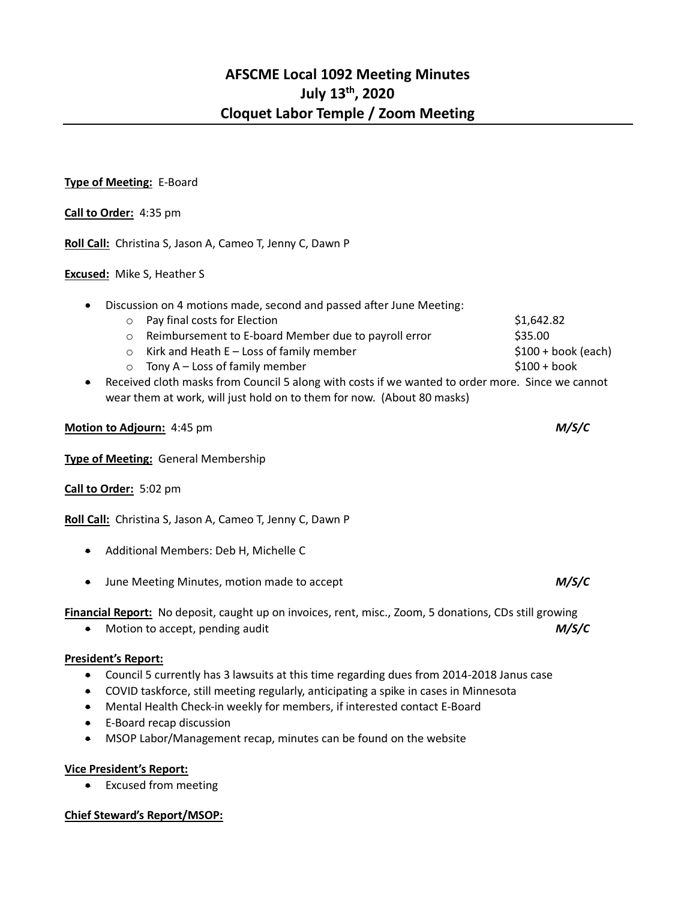# AFSCME Local 1092 Meeting Minutes
# July 13th, 2020
# Cloquet Labor Temple / Zoom Meeting

**Type of Meeting:** E-Board

**Call to Order:** 4:35 pm

**Roll Call:** Christina S, Jason A, Cameo T, Jenny C, Dawn P

**Excused:** Mike S, Heather S

- Discussion on 4 motions made, second and passed after June Meeting:
  - Pay final costs for Election $1,642.82
  - Reimbursement to E-board Member due to payroll error $35.00
  - Kirk and Heath E – Loss of family member $100 + book (each)
  - Tony A – Loss of family member $100 + book
- Received cloth masks from Council 5 along with costs if we wanted to order more. Since we cannot wear them at work, will just hold on to them for now. (About 80 masks)

**Motion to Adjourn:** 4:45 pm ***M/S/C***

**Type of Meeting:** General Membership

**Call to Order:** 5:02 pm

**Roll Call:** Christina S, Jason A, Cameo T, Jenny C, Dawn P

- Additional Members: Deb H, Michelle C
- June Meeting Minutes, motion made to accept ***M/S/C***

**Financial Report:** No deposit, caught up on invoices, rent, misc., Zoom, 5 donations, CDs still growing

- Motion to accept, pending audit ***M/S/C***

**President's Report:**

- Council 5 currently has 3 lawsuits at this time regarding dues from 2014-2018 Janus case
- COVID taskforce, still meeting regularly, anticipating a spike in cases in Minnesota
- Mental Health Check-in weekly for members, if interested contact E-Board
- E-Board recap discussion
- MSOP Labor/Management recap, minutes can be found on the website

**Vice President's Report:**

- Excused from meeting

**Chief Steward's Report/MSOP:**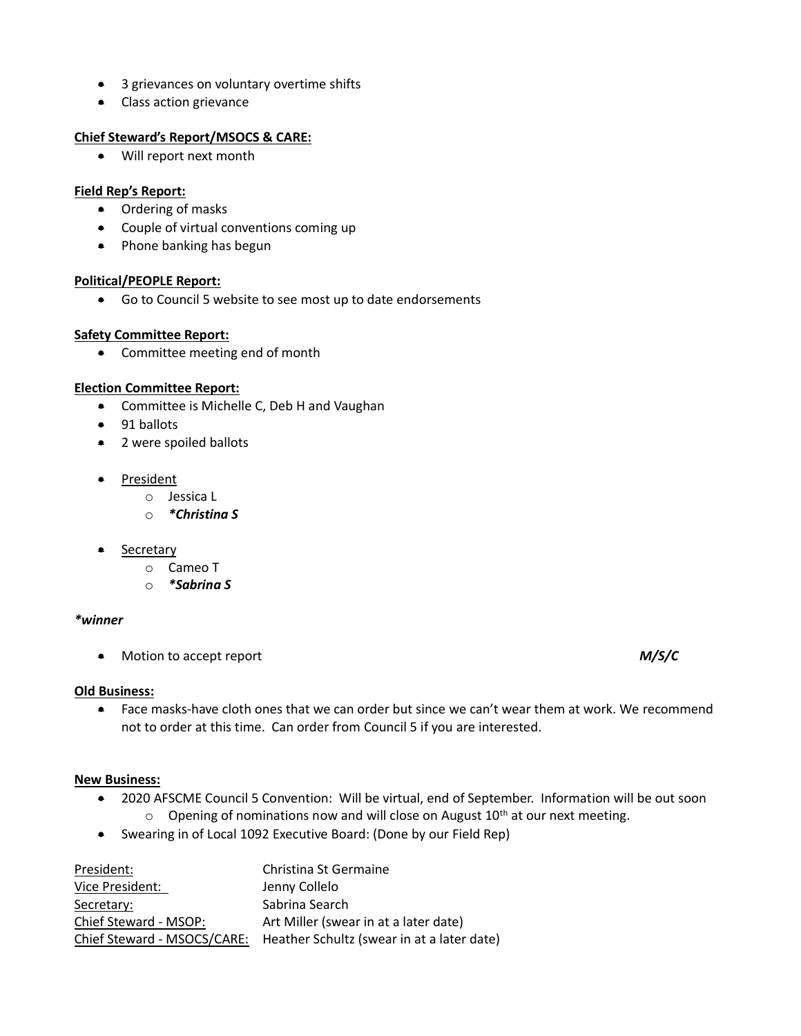- 3 grievances on voluntary overtime shifts
- Class action grievance

**Chief Steward's Report/MSOCS & CARE:**

- Will report next month

**Field Rep's Report:**

- Ordering of masks
- Couple of virtual conventions coming up
- Phone banking has begun

**Political/PEOPLE Report:**

- Go to Council 5 website to see most up to date endorsements

**Safety Committee Report:**

- Committee meeting end of month

**Election Committee Report:**

- Committee is Michelle C, Deb H and Vaughan
- 91 ballots
- 2 were spoiled ballots

- President
  - Jessica L
  - ***\*Christina S***

- Secretary
  - Cameo T
  - ***\*Sabrina S***

***\*winner***

- Motion to accept report ***M/S/C***

**Old Business:**

- Face masks-have cloth ones that we can order but since we can't wear them at work. We recommend not to order at this time. Can order from Council 5 if you are interested.

**New Business:**

- 2020 AFSCME Council 5 Convention: Will be virtual, end of September. Information will be out soon
  - Opening of nominations now and will close on August 10th at our next meeting.
- Swearing in of Local 1092 Executive Board: (Done by our Field Rep)

| | |
|---|---|
| President: | Christina St Germaine |
| Vice President: | Jenny Collelo |
| Secretary: | Sabrina Search |
| Chief Steward - MSOP: | Art Miller (swear in at a later date) |
| Chief Steward - MSOCS/CARE: | Heather Schultz (swear in at a later date) |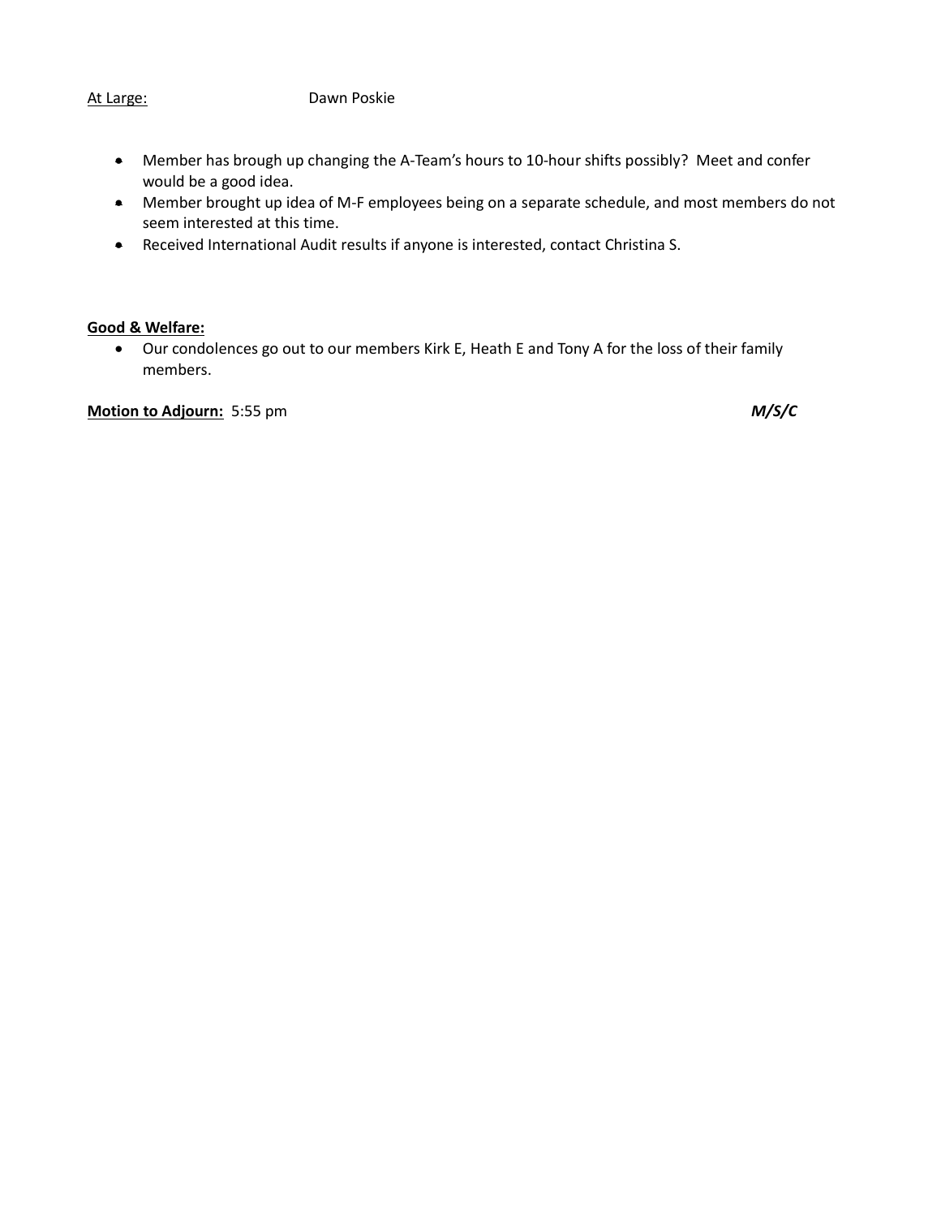At Large: Dawn Poskie

- Member has brough up changing the A-Team's hours to 10-hour shifts possibly? Meet and confer would be a good idea.
- Member brought up idea of M-F employees being on a separate schedule, and most members do not seem interested at this time.
- Received International Audit results if anyone is interested, contact Christina S.

**Good & Welfare:**

- Our condolences go out to our members Kirk E, Heath E and Tony A for the loss of their family members.

**Motion to Adjourn:** 5:55 pm ***M/S/C***